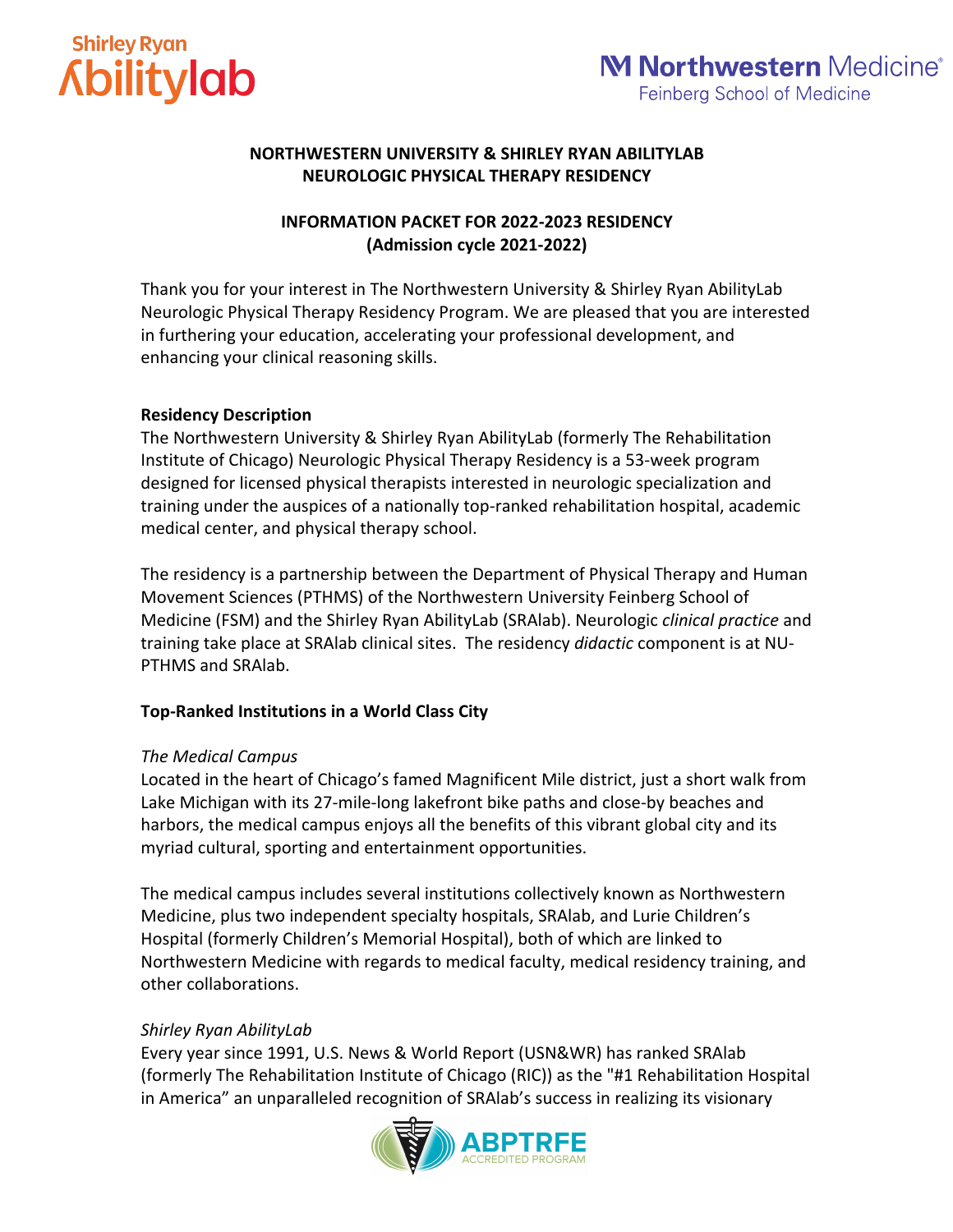# NORTHWESTERN UNIVERSITY & SHIRLEY RYAN ABILITYLAB NEUROLOGIC PHYSICAL THERAPY RESIDENCY

## INFORMATION PACKET FOR 2022-2023 RESIDENCY (Admission cycle 2021-2022)

Thank you for your interest in The Northwestern University & Shirley Ryan AbilityLab Neurologic Physical Therapy Residency Program. We are pleased that you are interested in furthering your education, accelerating your professional development, and enhancing your clinical reasoning skills.

### Residency Description

The Northwestern University & Shirley Ryan AbilityLab (formerly The Rehabilitation Institute of Chicago) Neurologic Physical Therapy Residency is a 53-week program designed for licensed physical therapists interested in neurologic specialization and training under the auspices of a nationally top-ranked rehabilitation hospital, academic medical center, and physical therapy school.

The residency is a partnership between the Department of Physical Therapy and Human Movement Sciences (PTHMS) of the Northwestern University Feinberg School of Medicine (FSM) and the Shirley Ryan AbilityLab (SRAlab). Neurologic *clinical practice* and training take place at SRAlab clinical sites. The residency *didactic* component is at NU-PTHMS and SRAlab.

### Top-Ranked Institutions in a World Class City

*The Medical Campus*

Located in the heart of Chicago's famed Magnificent Mile district, just a short walk from Lake Michigan with its 27-mile-long lakefront bike paths and close-by beaches and harbors, the medical campus enjoys all the benefits of this vibrant global city and its myriad cultural, sporting and entertainment opportunities.

The medical campus includes several institutions collectively known as Northwestern Medicine, plus two independent specialty hospitals, SRAlab, and Lurie Children's Hospital (formerly Children's Memorial Hospital), both of which are linked to Northwestern Medicine with regards to medical faculty, medical residency training, and other collaborations.

*Shirley Ryan AbilityLab*

Every year since 1991, U.S. News & World Report (USN&WR) has ranked SRAlab (formerly The Rehabilitation Institute of Chicago (RIC)) as the "#1 Rehabilitation Hospital in America" an unparalleled recognition of SRAlab's success in realizing its visionary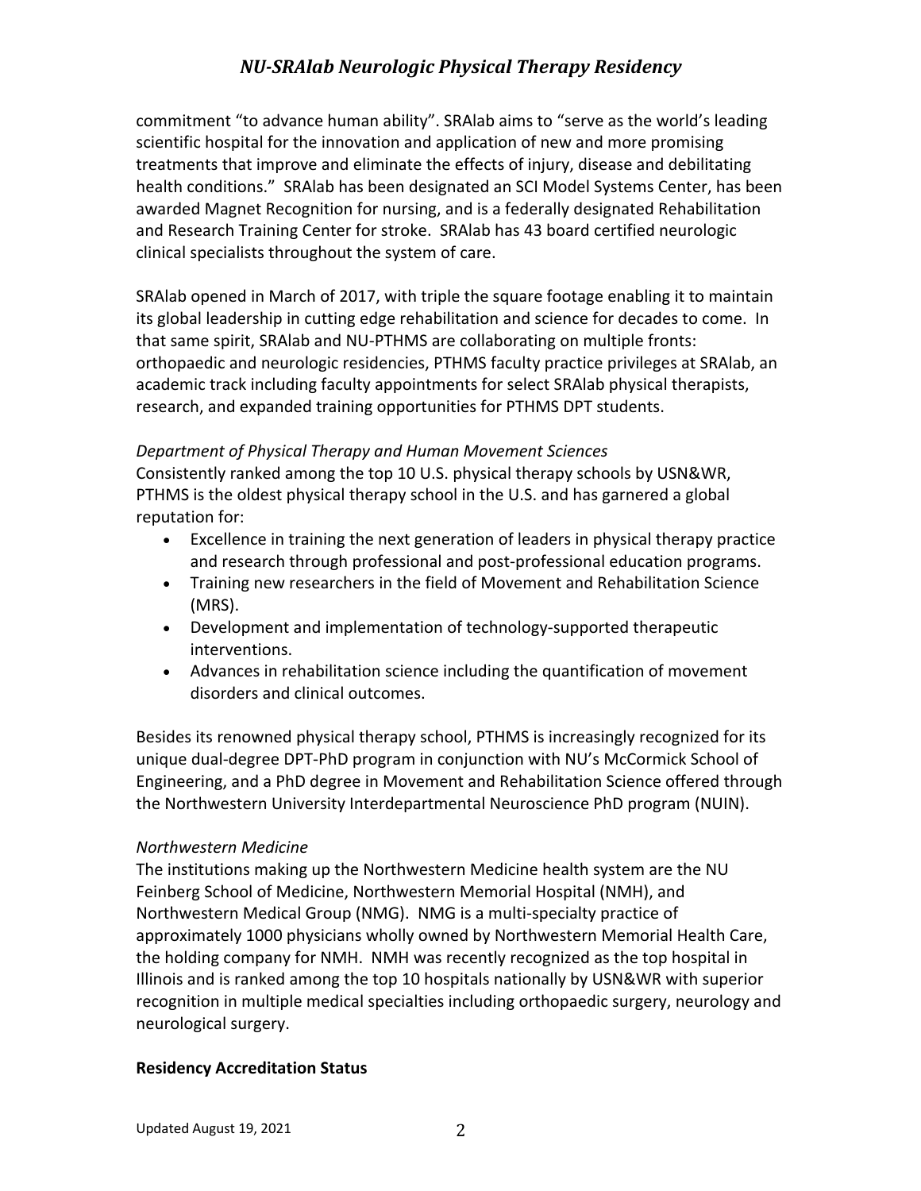commitment "to advance human ability". SRAlab aims to "serve as the world's leading scientific hospital for the innovation and application of new and more promising treatments that improve and eliminate the effects of injury, disease and debilitating health conditions." SRAlab has been designated an SCI Model Systems Center, has been awarded Magnet Recognition for nursing, and is a federally designated Rehabilitation and Research Training Center for stroke. SRAlab has 43 board certified neurologic clinical specialists throughout the system of care.

SRAlab opened in March of 2017, with triple the square footage enabling it to maintain its global leadership in cutting edge rehabilitation and science for decades to come. In that same spirit, SRAlab and NU-PTHMS are collaborating on multiple fronts: orthopaedic and neurologic residencies, PTHMS faculty practice privileges at SRAlab, an academic track including faculty appointments for select SRAlab physical therapists, research, and expanded training opportunities for PTHMS DPT students.

*Department of Physical Therapy and Human Movement Sciences*

Consistently ranked among the top 10 U.S. physical therapy schools by USN&WR, PTHMS is the oldest physical therapy school in the U.S. and has garnered a global reputation for:

- Excellence in training the next generation of leaders in physical therapy practice and research through professional and post-professional education programs.
- Training new researchers in the field of Movement and Rehabilitation Science (MRS).
- Development and implementation of technology-supported therapeutic interventions.
- Advances in rehabilitation science including the quantification of movement disorders and clinical outcomes.

Besides its renowned physical therapy school, PTHMS is increasingly recognized for its unique dual-degree DPT-PhD program in conjunction with NU's McCormick School of Engineering, and a PhD degree in Movement and Rehabilitation Science offered through the Northwestern University Interdepartmental Neuroscience PhD program (NUIN).

*Northwestern Medicine*

The institutions making up the Northwestern Medicine health system are the NU Feinberg School of Medicine, Northwestern Memorial Hospital (NMH), and Northwestern Medical Group (NMG). NMG is a multi-specialty practice of approximately 1000 physicians wholly owned by Northwestern Memorial Health Care, the holding company for NMH. NMH was recently recognized as the top hospital in Illinois and is ranked among the top 10 hospitals nationally by USN&WR with superior recognition in multiple medical specialties including orthopaedic surgery, neurology and neurological surgery.

**Residency Accreditation Status**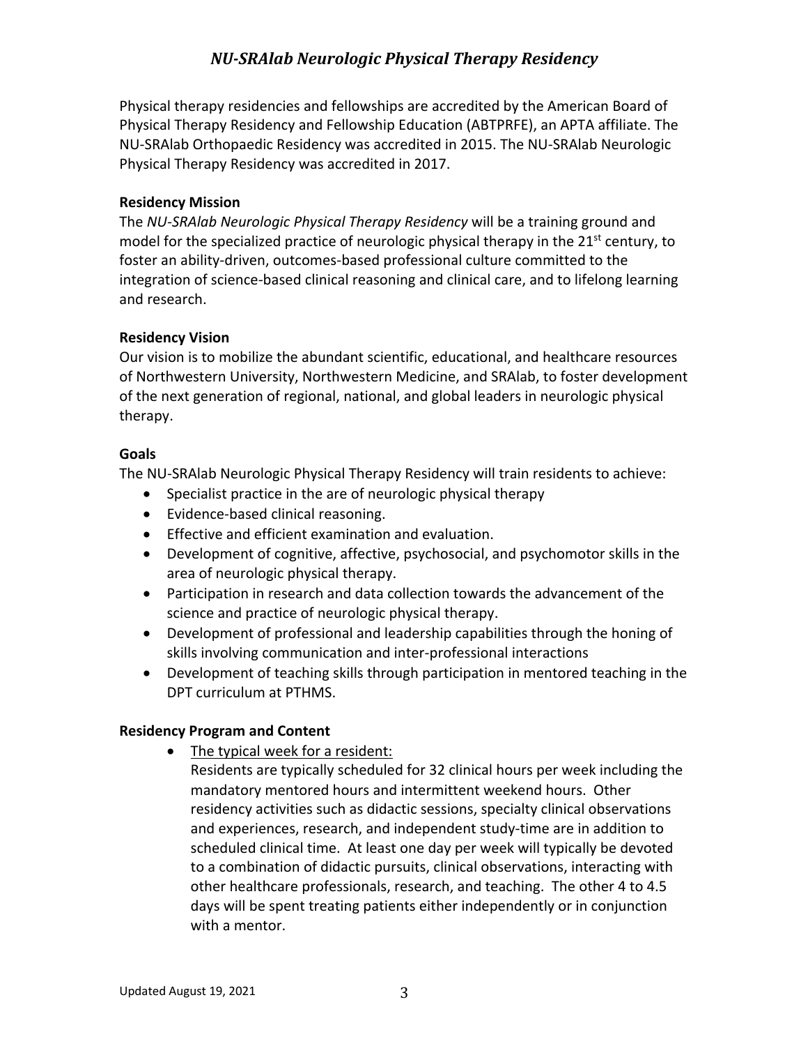Physical therapy residencies and fellowships are accredited by the American Board of Physical Therapy Residency and Fellowship Education (ABTPRFE), an APTA affiliate. The NU-SRAlab Orthopaedic Residency was accredited in 2015. The NU-SRAlab Neurologic Physical Therapy Residency was accredited in 2017.

**Residency Mission**

The *NU-SRAlab Neurologic Physical Therapy Residency* will be a training ground and model for the specialized practice of neurologic physical therapy in the 21st century, to foster an ability-driven, outcomes-based professional culture committed to the integration of science-based clinical reasoning and clinical care, and to lifelong learning and research.

**Residency Vision**

Our vision is to mobilize the abundant scientific, educational, and healthcare resources of Northwestern University, Northwestern Medicine, and SRAlab, to foster development of the next generation of regional, national, and global leaders in neurologic physical therapy.

**Goals**

The NU-SRAlab Neurologic Physical Therapy Residency will train residents to achieve:

- Specialist practice in the are of neurologic physical therapy
- Evidence-based clinical reasoning.
- Effective and efficient examination and evaluation.
- Development of cognitive, affective, psychosocial, and psychomotor skills in the area of neurologic physical therapy.
- Participation in research and data collection towards the advancement of the science and practice of neurologic physical therapy.
- Development of professional and leadership capabilities through the honing of skills involving communication and inter-professional interactions
- Development of teaching skills through participation in mentored teaching in the DPT curriculum at PTHMS.

**Residency Program and Content**

- The typical week for a resident:
  Residents are typically scheduled for 32 clinical hours per week including the mandatory mentored hours and intermittent weekend hours. Other residency activities such as didactic sessions, specialty clinical observations and experiences, research, and independent study-time are in addition to scheduled clinical time. At least one day per week will typically be devoted to a combination of didactic pursuits, clinical observations, interacting with other healthcare professionals, research, and teaching. The other 4 to 4.5 days will be spent treating patients either independently or in conjunction with a mentor.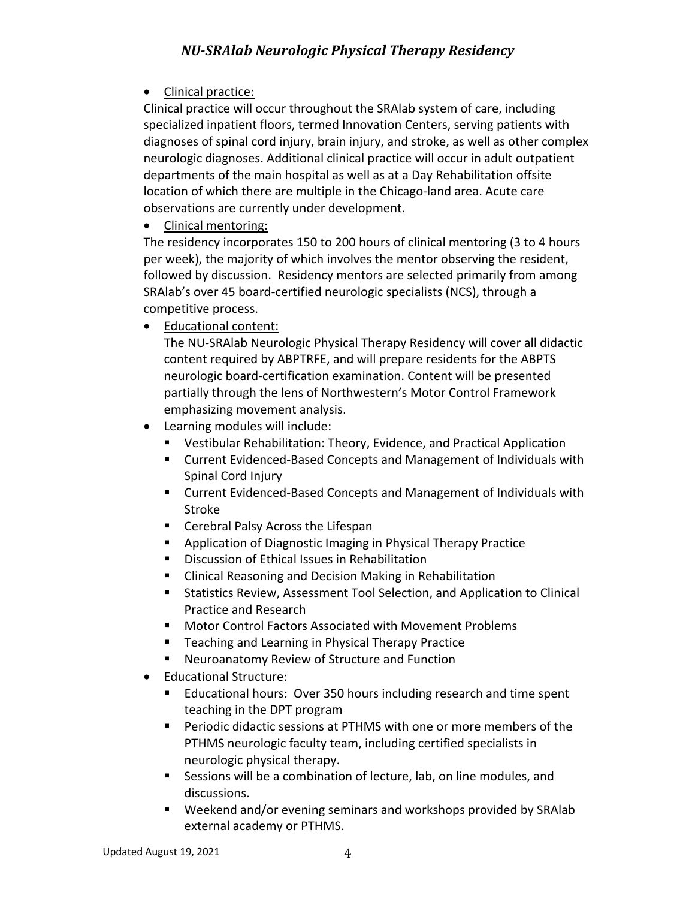- Clinical practice:

Clinical practice will occur throughout the SRAlab system of care, including specialized inpatient floors, termed Innovation Centers, serving patients with diagnoses of spinal cord injury, brain injury, and stroke, as well as other complex neurologic diagnoses. Additional clinical practice will occur in adult outpatient departments of the main hospital as well as at a Day Rehabilitation offsite location of which there are multiple in the Chicago-land area. Acute care observations are currently under development.

- Clinical mentoring:

The residency incorporates 150 to 200 hours of clinical mentoring (3 to 4 hours per week), the majority of which involves the mentor observing the resident, followed by discussion. Residency mentors are selected primarily from among SRAlab's over 45 board-certified neurologic specialists (NCS), through a competitive process.

- Educational content:
  The NU-SRAlab Neurologic Physical Therapy Residency will cover all didactic content required by ABPTRFE, and will prepare residents for the ABPTS neurologic board-certification examination. Content will be presented partially through the lens of Northwestern's Motor Control Framework emphasizing movement analysis.
- Learning modules will include:
  - Vestibular Rehabilitation: Theory, Evidence, and Practical Application
  - Current Evidenced-Based Concepts and Management of Individuals with Spinal Cord Injury
  - Current Evidenced-Based Concepts and Management of Individuals with Stroke
  - Cerebral Palsy Across the Lifespan
  - Application of Diagnostic Imaging in Physical Therapy Practice
  - Discussion of Ethical Issues in Rehabilitation
  - Clinical Reasoning and Decision Making in Rehabilitation
  - Statistics Review, Assessment Tool Selection, and Application to Clinical Practice and Research
  - Motor Control Factors Associated with Movement Problems
  - Teaching and Learning in Physical Therapy Practice
  - Neuroanatomy Review of Structure and Function
- Educational Structure:
  - Educational hours: Over 350 hours including research and time spent teaching in the DPT program
  - Periodic didactic sessions at PTHMS with one or more members of the PTHMS neurologic faculty team, including certified specialists in neurologic physical therapy.
  - Sessions will be a combination of lecture, lab, on line modules, and discussions.
  - Weekend and/or evening seminars and workshops provided by SRAlab external academy or PTHMS.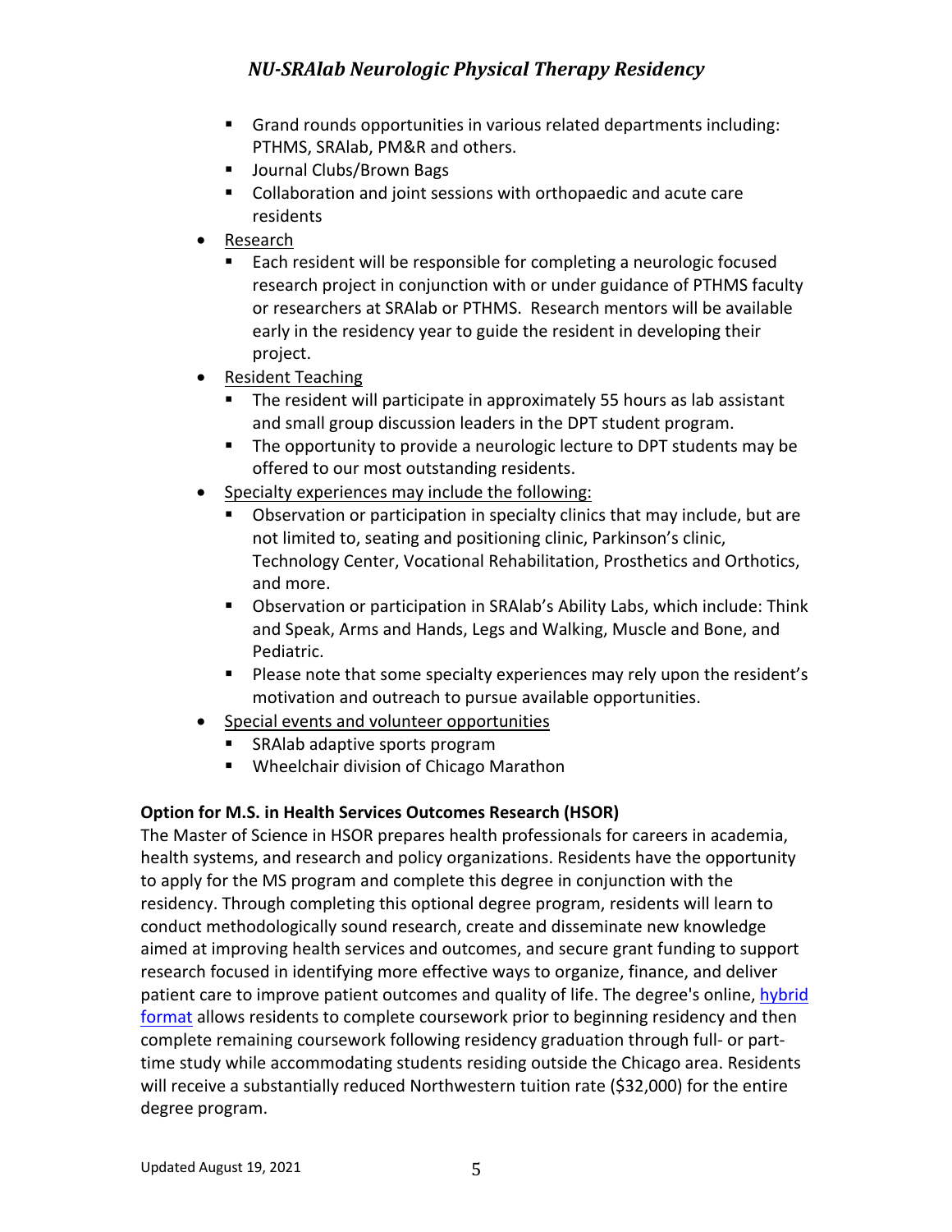- Grand rounds opportunities in various related departments including: PTHMS, SRAlab, PM&R and others.
  - Journal Clubs/Brown Bags
  - Collaboration and joint sessions with orthopaedic and acute care residents
- Research
  - Each resident will be responsible for completing a neurologic focused research project in conjunction with or under guidance of PTHMS faculty or researchers at SRAlab or PTHMS. Research mentors will be available early in the residency year to guide the resident in developing their project.
- Resident Teaching
  - The resident will participate in approximately 55 hours as lab assistant and small group discussion leaders in the DPT student program.
  - The opportunity to provide a neurologic lecture to DPT students may be offered to our most outstanding residents.
- Specialty experiences may include the following:
  - Observation or participation in specialty clinics that may include, but are not limited to, seating and positioning clinic, Parkinson's clinic, Technology Center, Vocational Rehabilitation, Prosthetics and Orthotics, and more.
  - Observation or participation in SRAlab's Ability Labs, which include: Think and Speak, Arms and Hands, Legs and Walking, Muscle and Bone, and Pediatric.
  - Please note that some specialty experiences may rely upon the resident's motivation and outreach to pursue available opportunities.
- Special events and volunteer opportunities
  - SRAlab adaptive sports program
  - Wheelchair division of Chicago Marathon

**Option for M.S. in Health Services Outcomes Research (HSOR)**

The Master of Science in HSOR prepares health professionals for careers in academia, health systems, and research and policy organizations. Residents have the opportunity to apply for the MS program and complete this degree in conjunction with the residency. Through completing this optional degree program, residents will learn to conduct methodologically sound research, create and disseminate new knowledge aimed at improving health services and outcomes, and secure grant funding to support research focused in identifying more effective ways to organize, finance, and deliver patient care to improve patient outcomes and quality of life. The degree's online, hybrid format allows residents to complete coursework prior to beginning residency and then complete remaining coursework following residency graduation through full- or part-time study while accommodating students residing outside the Chicago area. Residents will receive a substantially reduced Northwestern tuition rate ($32,000) for the entire degree program.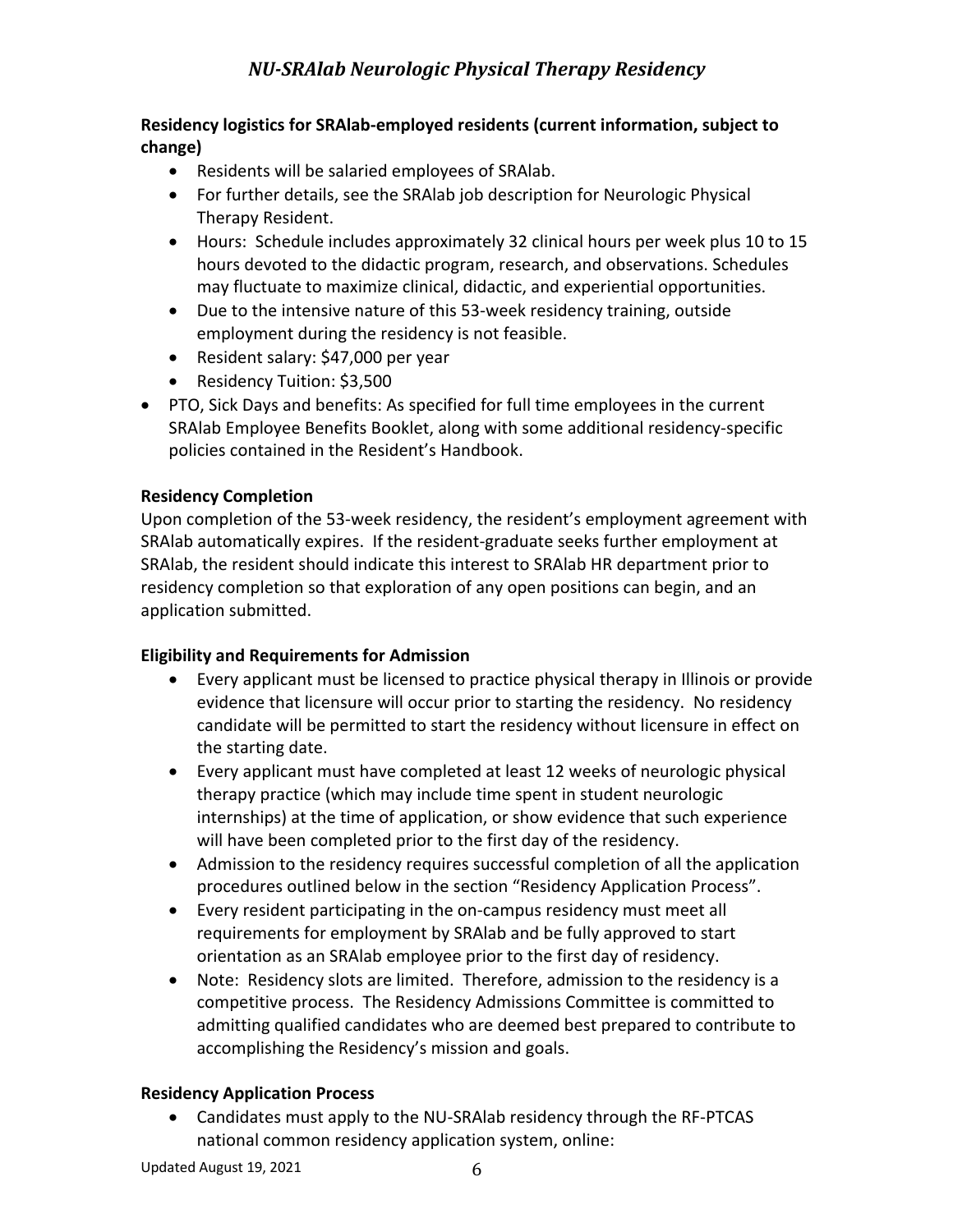**Residency logistics for SRAlab-employed residents (current information, subject to change)**

- Residents will be salaried employees of SRAlab.
- For further details, see the SRAlab job description for Neurologic Physical Therapy Resident.
- Hours: Schedule includes approximately 32 clinical hours per week plus 10 to 15 hours devoted to the didactic program, research, and observations. Schedules may fluctuate to maximize clinical, didactic, and experiential opportunities.
- Due to the intensive nature of this 53-week residency training, outside employment during the residency is not feasible.
- Resident salary: $47,000 per year
- Residency Tuition: $3,500
- PTO, Sick Days and benefits: As specified for full time employees in the current SRAlab Employee Benefits Booklet, along with some additional residency-specific policies contained in the Resident's Handbook.

**Residency Completion**

Upon completion of the 53-week residency, the resident's employment agreement with SRAlab automatically expires. If the resident-graduate seeks further employment at SRAlab, the resident should indicate this interest to SRAlab HR department prior to residency completion so that exploration of any open positions can begin, and an application submitted.

**Eligibility and Requirements for Admission**

- Every applicant must be licensed to practice physical therapy in Illinois or provide evidence that licensure will occur prior to starting the residency. No residency candidate will be permitted to start the residency without licensure in effect on the starting date.
- Every applicant must have completed at least 12 weeks of neurologic physical therapy practice (which may include time spent in student neurologic internships) at the time of application, or show evidence that such experience will have been completed prior to the first day of the residency.
- Admission to the residency requires successful completion of all the application procedures outlined below in the section "Residency Application Process".
- Every resident participating in the on-campus residency must meet all requirements for employment by SRAlab and be fully approved to start orientation as an SRAlab employee prior to the first day of residency.
- Note: Residency slots are limited. Therefore, admission to the residency is a competitive process. The Residency Admissions Committee is committed to admitting qualified candidates who are deemed best prepared to contribute to accomplishing the Residency's mission and goals.

**Residency Application Process**

- Candidates must apply to the NU-SRAlab residency through the RF-PTCAS national common residency application system, online: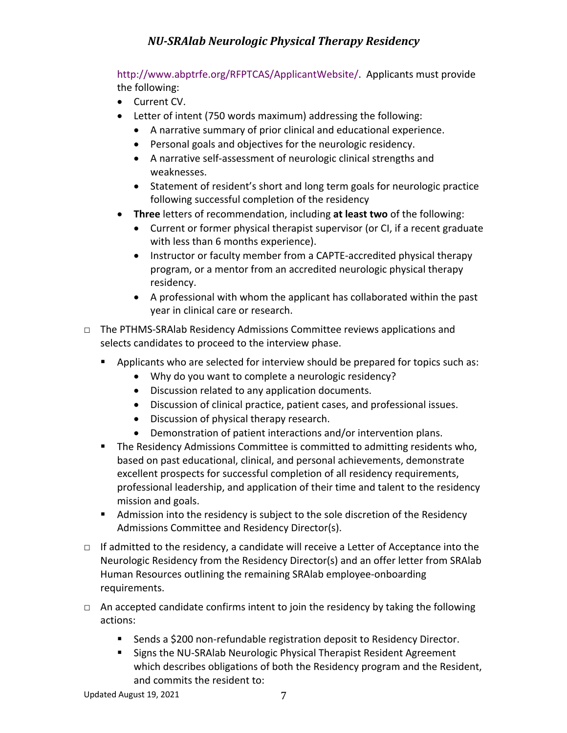http://www.abptrfe.org/RFPTCAS/ApplicantWebsite/. Applicants must provide the following:

- Current CV.
- Letter of intent (750 words maximum) addressing the following:
  - A narrative summary of prior clinical and educational experience.
  - Personal goals and objectives for the neurologic residency.
  - A narrative self-assessment of neurologic clinical strengths and weaknesses.
  - Statement of resident's short and long term goals for neurologic practice following successful completion of the residency
- **Three** letters of recommendation, including **at least two** of the following:
  - Current or former physical therapist supervisor (or CI, if a recent graduate with less than 6 months experience).
  - Instructor or faculty member from a CAPTE-accredited physical therapy program, or a mentor from an accredited neurologic physical therapy residency.
  - A professional with whom the applicant has collaborated within the past year in clinical care or research.

- The PTHMS-SRAlab Residency Admissions Committee reviews applications and selects candidates to proceed to the interview phase.
  - Applicants who are selected for interview should be prepared for topics such as:
    - Why do you want to complete a neurologic residency?
    - Discussion related to any application documents.
    - Discussion of clinical practice, patient cases, and professional issues.
    - Discussion of physical therapy research.
    - Demonstration of patient interactions and/or intervention plans.
  - The Residency Admissions Committee is committed to admitting residents who, based on past educational, clinical, and personal achievements, demonstrate excellent prospects for successful completion of all residency requirements, professional leadership, and application of their time and talent to the residency mission and goals.
  - Admission into the residency is subject to the sole discretion of the Residency Admissions Committee and Residency Director(s).
- If admitted to the residency, a candidate will receive a Letter of Acceptance into the Neurologic Residency from the Residency Director(s) and an offer letter from SRAlab Human Resources outlining the remaining SRAlab employee-onboarding requirements.
- An accepted candidate confirms intent to join the residency by taking the following actions:
  - Sends a $200 non-refundable registration deposit to Residency Director.
  - Signs the NU-SRAlab Neurologic Physical Therapist Resident Agreement which describes obligations of both the Residency program and the Resident, and commits the resident to: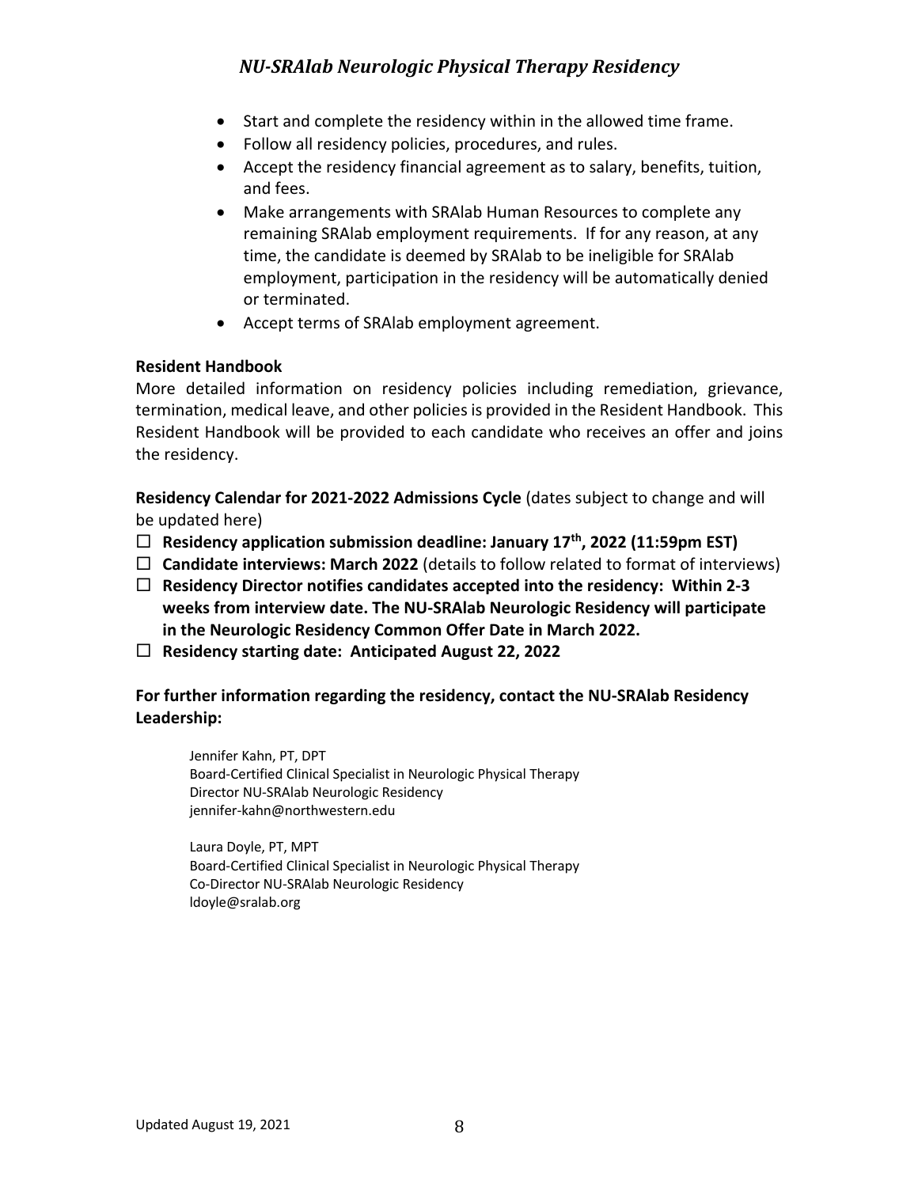- Start and complete the residency within in the allowed time frame.
- Follow all residency policies, procedures, and rules.
- Accept the residency financial agreement as to salary, benefits, tuition, and fees.
- Make arrangements with SRAlab Human Resources to complete any remaining SRAlab employment requirements. If for any reason, at any time, the candidate is deemed by SRAlab to be ineligible for SRAlab employment, participation in the residency will be automatically denied or terminated.
- Accept terms of SRAlab employment agreement.

**Resident Handbook**

More detailed information on residency policies including remediation, grievance, termination, medical leave, and other policies is provided in the Resident Handbook. This Resident Handbook will be provided to each candidate who receives an offer and joins the residency.

**Residency Calendar for 2021-2022 Admissions Cycle** (dates subject to change and will be updated here)

☐ **Residency application submission deadline: January 17th, 2022 (11:59pm EST)**

☐ **Candidate interviews: March 2022** (details to follow related to format of interviews)

☐ **Residency Director notifies candidates accepted into the residency: Within 2-3 weeks from interview date. The NU-SRAlab Neurologic Residency will participate in the Neurologic Residency Common Offer Date in March 2022.**

☐ **Residency starting date: Anticipated August 22, 2022**

**For further information regarding the residency, contact the NU-SRAlab Residency Leadership:**

Jennifer Kahn, PT, DPT
Board-Certified Clinical Specialist in Neurologic Physical Therapy
Director NU-SRAlab Neurologic Residency
jennifer-kahn@northwestern.edu

Laura Doyle, PT, MPT
Board-Certified Clinical Specialist in Neurologic Physical Therapy
Co-Director NU-SRAlab Neurologic Residency
ldoyle@sralab.org

Updated August 19, 2021